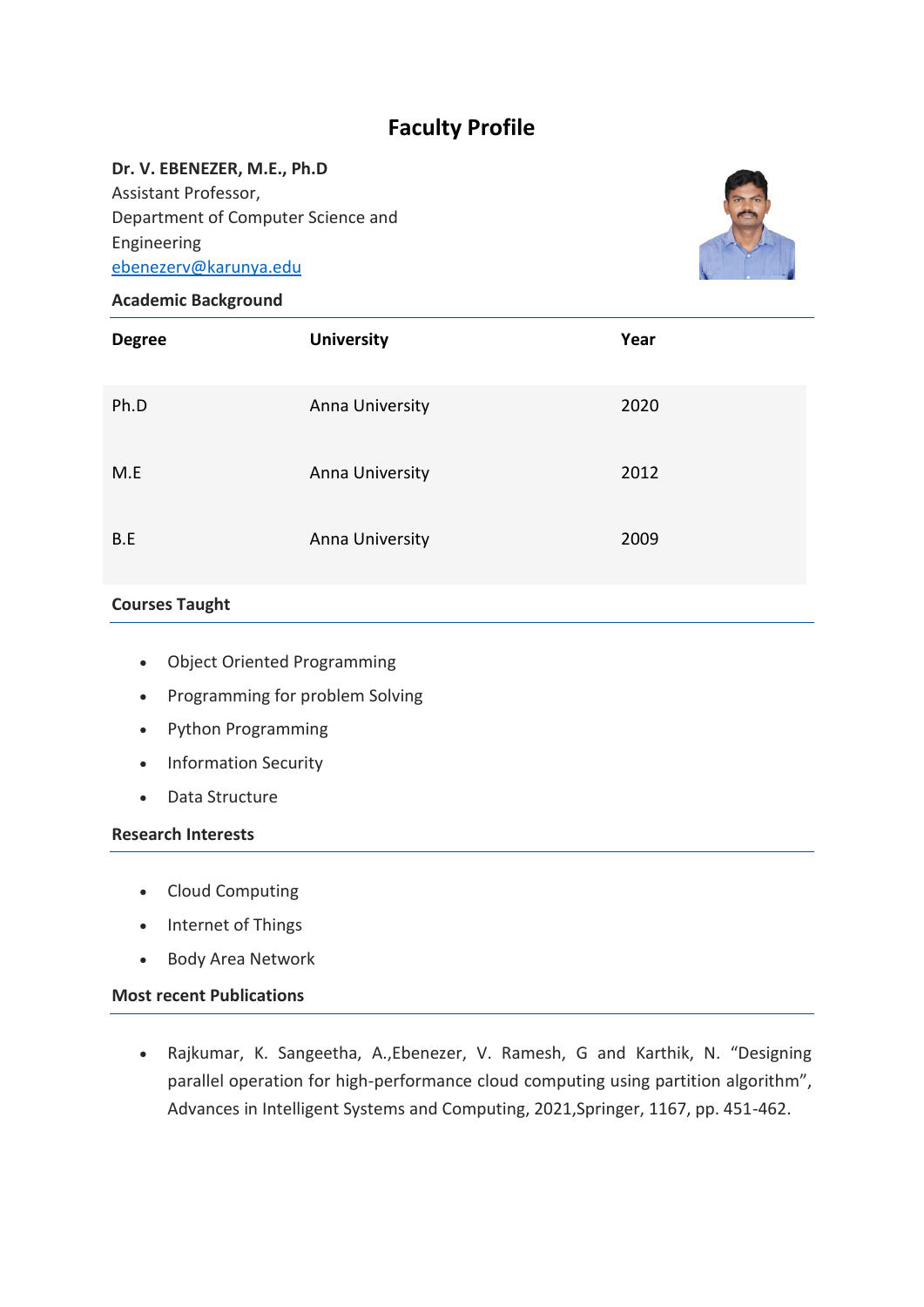# Faculty Profile

**Dr. V. EBENEZER, M.E., Ph.D**
Assistant Professor,
Department of Computer Science and Engineering
ebenezerv@karunya.edu

## Academic Background

| Degree | University | Year |
|---|---|---|
| Ph.D | Anna University | 2020 |
| M.E | Anna University | 2012 |
| B.E | Anna University | 2009 |

## Courses Taught

- Object Oriented Programming
- Programming for problem Solving
- Python Programming
- Information Security
- Data Structure

## Research Interests

- Cloud Computing
- Internet of Things
- Body Area Network

## Most recent Publications

- Rajkumar, K. Sangeetha, A.,Ebenezer, V. Ramesh, G and Karthik, N. "Designing parallel operation for high-performance cloud computing using partition algorithm", Advances in Intelligent Systems and Computing, 2021,Springer, 1167, pp. 451-462.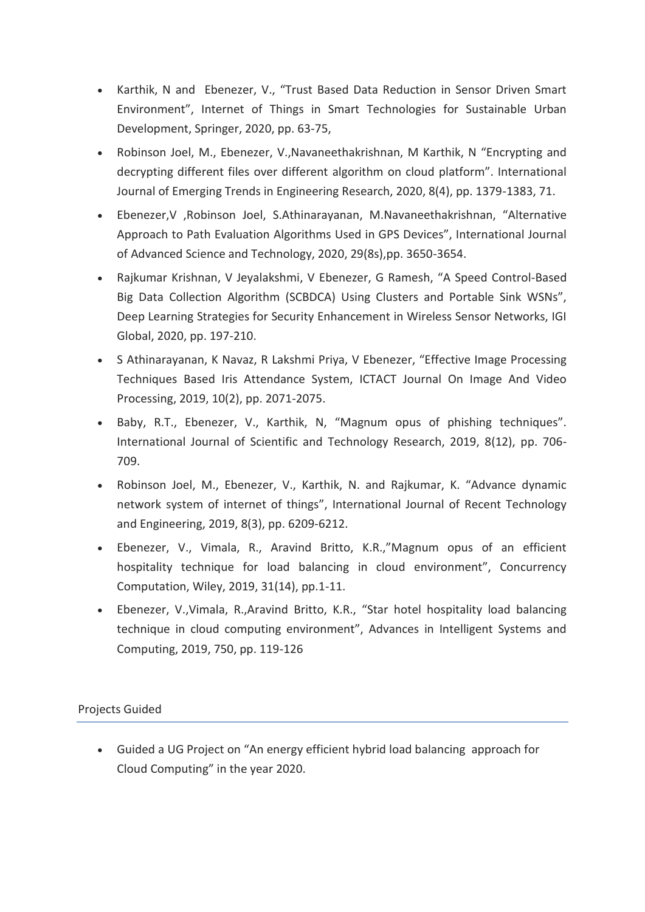- Karthik, N and Ebenezer, V., "Trust Based Data Reduction in Sensor Driven Smart Environment", Internet of Things in Smart Technologies for Sustainable Urban Development, Springer, 2020, pp. 63-75,
- Robinson Joel, M., Ebenezer, V.,Navaneethakrishnan, M Karthik, N "Encrypting and decrypting different files over different algorithm on cloud platform". International Journal of Emerging Trends in Engineering Research, 2020, 8(4), pp. 1379-1383, 71.
- Ebenezer,V ,Robinson Joel, S.Athinarayanan, M.Navaneethakrishnan, "Alternative Approach to Path Evaluation Algorithms Used in GPS Devices", International Journal of Advanced Science and Technology, 2020, 29(8s),pp. 3650-3654.
- Rajkumar Krishnan, V Jeyalakshmi, V Ebenezer, G Ramesh, "A Speed Control-Based Big Data Collection Algorithm (SCBDCA) Using Clusters and Portable Sink WSNs", Deep Learning Strategies for Security Enhancement in Wireless Sensor Networks, IGI Global, 2020, pp. 197-210.
- S Athinarayanan, K Navaz, R Lakshmi Priya, V Ebenezer, "Effective Image Processing Techniques Based Iris Attendance System, ICTACT Journal On Image And Video Processing, 2019, 10(2), pp. 2071-2075.
- Baby, R.T., Ebenezer, V., Karthik, N, "Magnum opus of phishing techniques". International Journal of Scientific and Technology Research, 2019, 8(12), pp. 706-709.
- Robinson Joel, M., Ebenezer, V., Karthik, N. and Rajkumar, K. "Advance dynamic network system of internet of things", International Journal of Recent Technology and Engineering, 2019, 8(3), pp. 6209-6212.
- Ebenezer, V., Vimala, R., Aravind Britto, K.R.,"Magnum opus of an efficient hospitality technique for load balancing in cloud environment", Concurrency Computation, Wiley, 2019, 31(14), pp.1-11.
- Ebenezer, V.,Vimala, R.,Aravind Britto, K.R., "Star hotel hospitality load balancing technique in cloud computing environment", Advances in Intelligent Systems and Computing, 2019, 750, pp. 119-126

## Projects Guided

- Guided a UG Project on "An energy efficient hybrid load balancing approach for Cloud Computing" in the year 2020.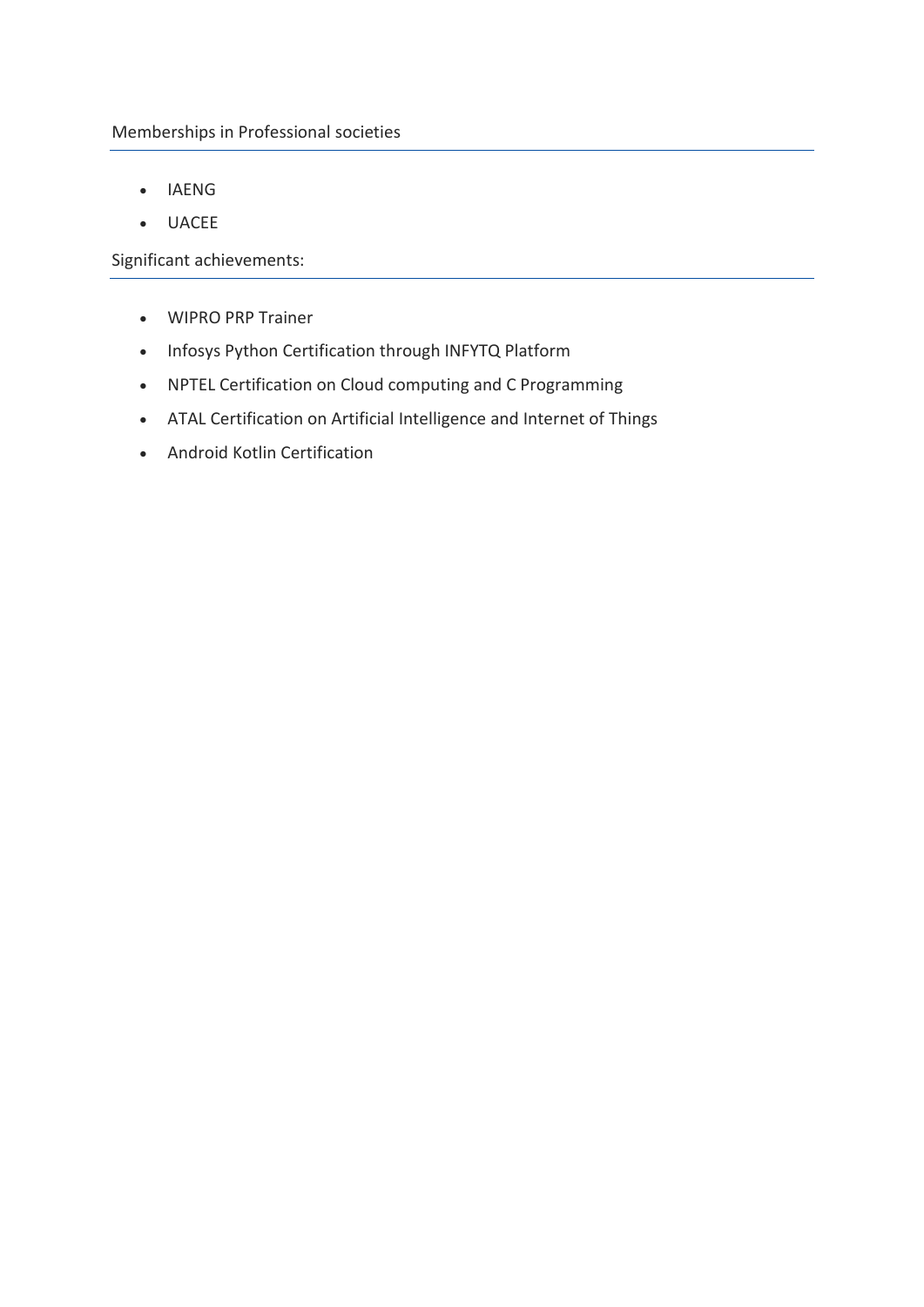## Memberships in Professional societies

- IAENG
- UACEE

## Significant achievements:

- WIPRO PRP Trainer
- Infosys Python Certification through INFYTQ Platform
- NPTEL Certification on Cloud computing and C Programming
- ATAL Certification on Artificial Intelligence and Internet of Things
- Android Kotlin Certification